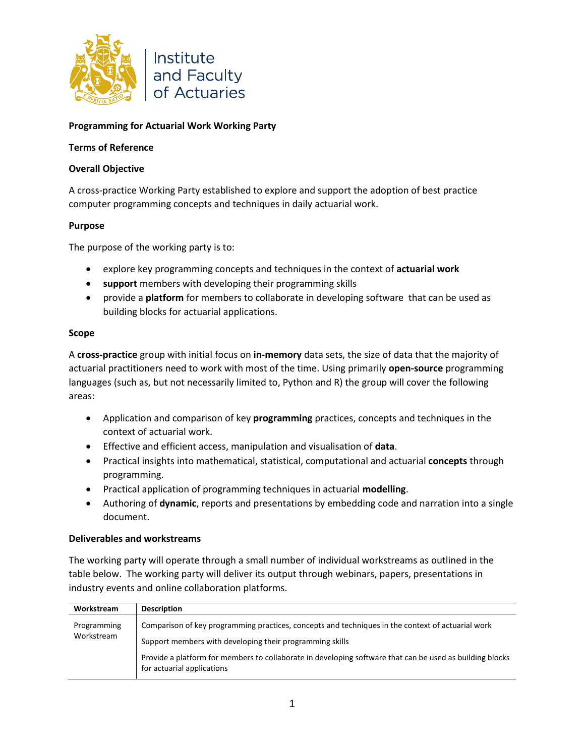Institute and Faculty of Actuaries

**Programming for Actuarial Work Working Party**

**Terms of Reference**

**Overall Objective**

A cross-practice Working Party established to explore and support the adoption of best practice computer programming concepts and techniques in daily actuarial work.

**Purpose**

The purpose of the working party is to:

- explore key programming concepts and techniques in the context of **actuarial work**
- **support** members with developing their programming skills
- provide a **platform** for members to collaborate in developing software that can be used as building blocks for actuarial applications.

**Scope**

A **cross-practice** group with initial focus on **in-memory** data sets, the size of data that the majority of actuarial practitioners need to work with most of the time. Using primarily **open-source** programming languages (such as, but not necessarily limited to, Python and R) the group will cover the following areas:

- Application and comparison of key **programming** practices, concepts and techniques in the context of actuarial work.
- Effective and efficient access, manipulation and visualisation of **data**.
- Practical insights into mathematical, statistical, computational and actuarial **concepts** through programming.
- Practical application of programming techniques in actuarial **modelling**.
- Authoring of **dynamic**, reports and presentations by embedding code and narration into a single document.

**Deliverables and workstreams**

The working party will operate through a small number of individual workstreams as outlined in the table below. The working party will deliver its output through webinars, papers, presentations in industry events and online collaboration platforms.

| Workstream | Description |
|---|---|
| Programming Workstream | Comparison of key programming practices, concepts and techniques in the context of actuarial work<br><br>Support members with developing their programming skills<br><br>Provide a platform for members to collaborate in developing software that can be used as building blocks for actuarial applications |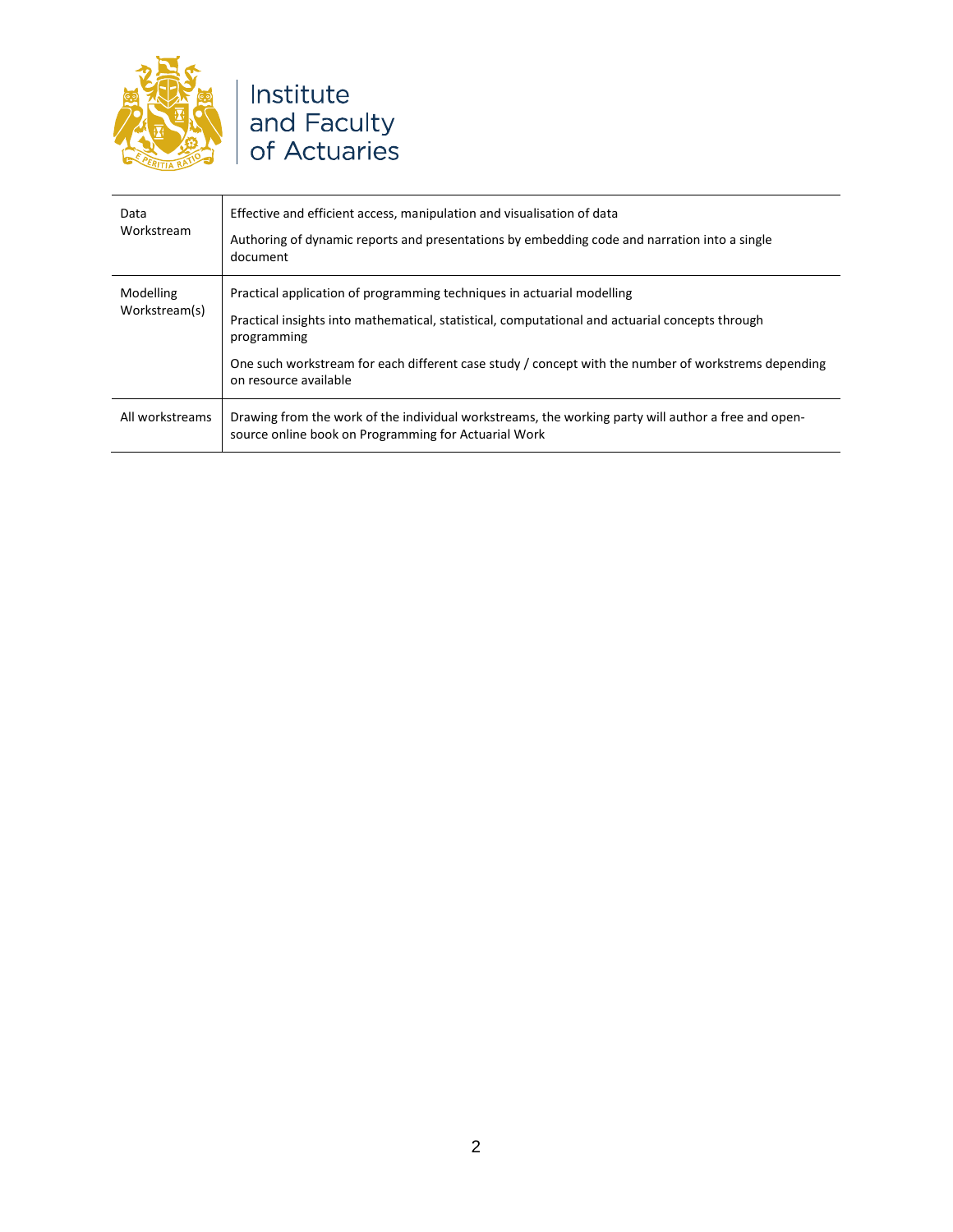| | |
|---|---|
| Data Workstream | Effective and efficient access, manipulation and visualisation of data<br><br>Authoring of dynamic reports and presentations by embedding code and narration into a single document |
| Modelling Workstream(s) | Practical application of programming techniques in actuarial modelling<br><br>Practical insights into mathematical, statistical, computational and actuarial concepts through programming<br><br>One such workstream for each different case study / concept with the number of workstrems depending on resource available |
| All workstreams | Drawing from the work of the individual workstreams, the working party will author a free and open-source online book on Programming for Actuarial Work |